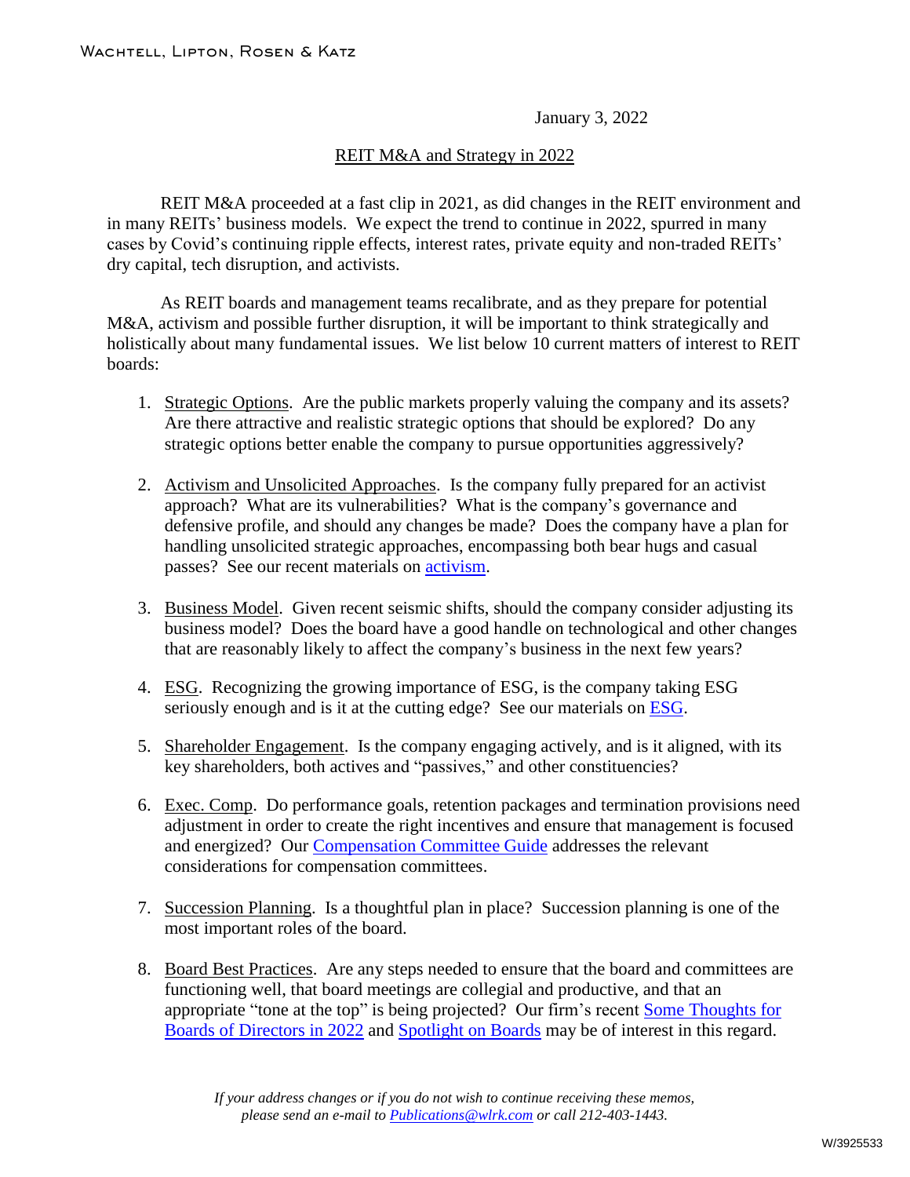WACHTELL, LIPTON, ROSEN & KATZ

January 3, 2022

## REIT M&A and Strategy in 2022

REIT M&A proceeded at a fast clip in 2021, as did changes in the REIT environment and in many REITs' business models. We expect the trend to continue in 2022, spurred in many cases by Covid's continuing ripple effects, interest rates, private equity and non-traded REITs' dry capital, tech disruption, and activists.

As REIT boards and management teams recalibrate, and as they prepare for potential M&A, activism and possible further disruption, it will be important to think strategically and holistically about many fundamental issues. We list below 10 current matters of interest to REIT boards:

1. Strategic Options. Are the public markets properly valuing the company and its assets? Are there attractive and realistic strategic options that should be explored? Do any strategic options better enable the company to pursue opportunities aggressively?

2. Activism and Unsolicited Approaches. Is the company fully prepared for an activist approach? What are its vulnerabilities? What is the company's governance and defensive profile, and should any changes be made? Does the company have a plan for handling unsolicited strategic approaches, encompassing both bear hugs and casual passes? See our recent materials on activism.

3. Business Model. Given recent seismic shifts, should the company consider adjusting its business model? Does the board have a good handle on technological and other changes that are reasonably likely to affect the company's business in the next few years?

4. ESG. Recognizing the growing importance of ESG, is the company taking ESG seriously enough and is it at the cutting edge? See our materials on ESG.

5. Shareholder Engagement. Is the company engaging actively, and is it aligned, with its key shareholders, both actives and "passives," and other constituencies?

6. Exec. Comp. Do performance goals, retention packages and termination provisions need adjustment in order to create the right incentives and ensure that management is focused and energized? Our Compensation Committee Guide addresses the relevant considerations for compensation committees.

7. Succession Planning. Is a thoughtful plan in place? Succession planning is one of the most important roles of the board.

8. Board Best Practices. Are any steps needed to ensure that the board and committees are functioning well, that board meetings are collegial and productive, and that an appropriate "tone at the top" is being projected? Our firm's recent Some Thoughts for Boards of Directors in 2022 and Spotlight on Boards may be of interest in this regard.

*If your address changes or if you do not wish to continue receiving these memos, please send an e-mail to Publications@wlrk.com or call 212-403-1443.*

W/3925533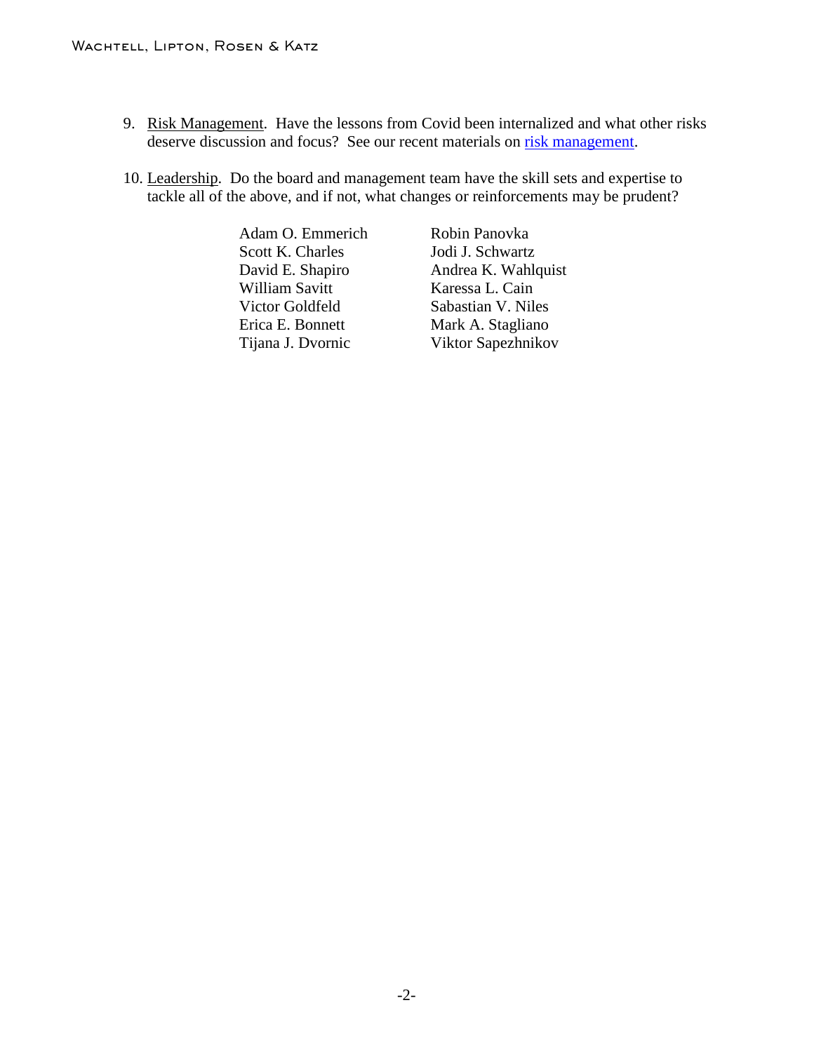9. <u>Risk Management</u>. Have the lessons from Covid been internalized and what other risks deserve discussion and focus? See our recent materials on [risk management](risk management).

10. <u>Leadership</u>. Do the board and management team have the skill sets and expertise to tackle all of the above, and if not, what changes or reinforcements may be prudent?

| | |
|---|---|
| Adam O. Emmerich | Robin Panovka |
| Scott K. Charles | Jodi J. Schwartz |
| David E. Shapiro | Andrea K. Wahlquist |
| William Savitt | Karessa L. Cain |
| Victor Goldfeld | Sabastian V. Niles |
| Erica E. Bonnett | Mark A. Stagliano |
| Tijana J. Dvornic | Viktor Sapezhnikov |